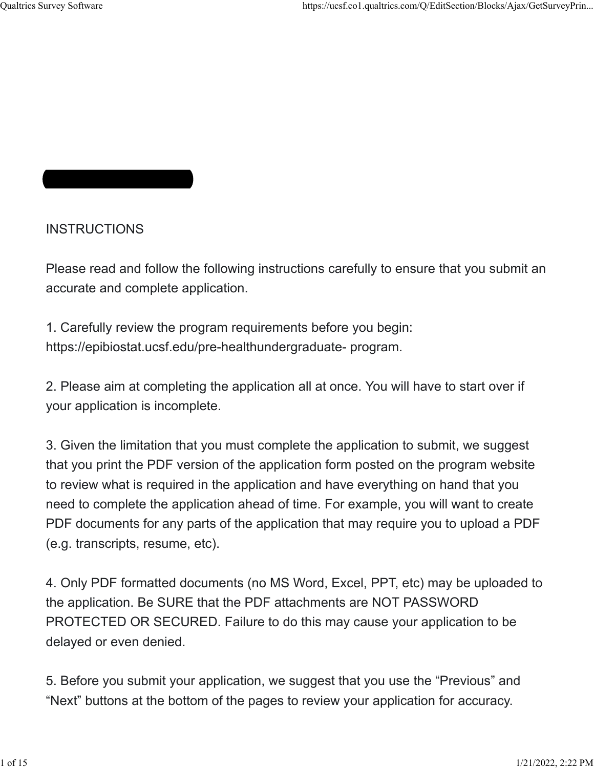INSTRUCTIONS

Please read and follow the following instructions carefully to ensure that you submit an accurate and complete application.

1. Carefully review the program requirements before you begin: https://epibiostat.ucsf.edu/pre-healthundergraduate- program.

2. Please aim at completing the application all at once. You will have to start over if your application is incomplete.

3. Given the limitation that you must complete the application to submit, we suggest that you print the PDF version of the application form posted on the program website to review what is required in the application and have everything on hand that you need to complete the application ahead of time. For example, you will want to create PDF documents for any parts of the application that may require you to upload a PDF (e.g. transcripts, resume, etc).

4. Only PDF formatted documents (no MS Word, Excel, PPT, etc) may be uploaded to the application. Be SURE that the PDF attachments are NOT PASSWORD PROTECTED OR SECURED. Failure to do this may cause your application to be delayed or even denied.

5. Before you submit your application, we suggest that you use the “Previous” and “Next” buttons at the bottom of the pages to review your application for accuracy.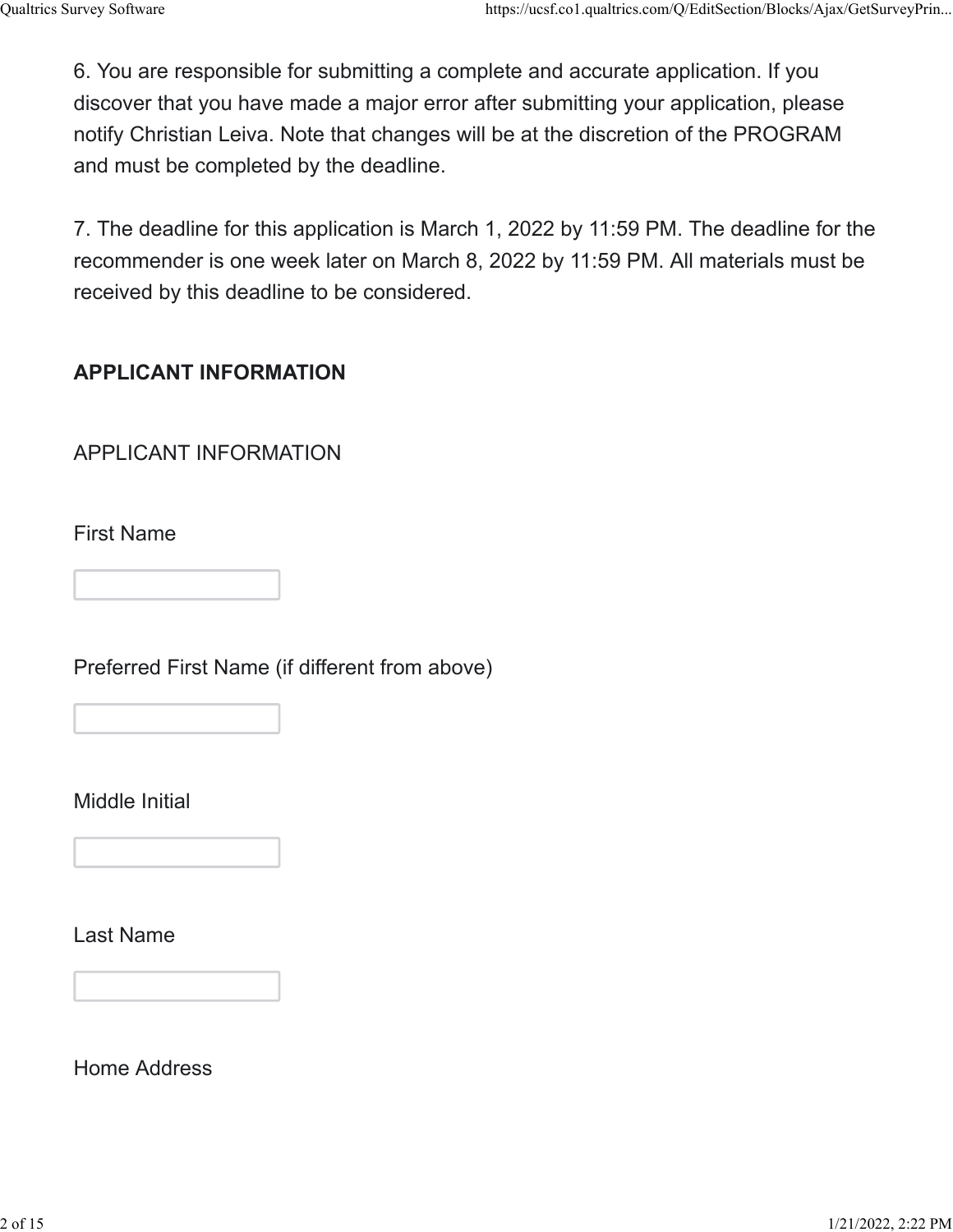6. You are responsible for submitting a complete and accurate application. If you discover that you have made a major error after submitting your application, please notify Christian Leiva. Note that changes will be at the discretion of the PROGRAM and must be completed by the deadline.

7. The deadline for this application is March 1, 2022 by 11:59 PM. The deadline for the recommender is one week later on March 8, 2022 by 11:59 PM. All materials must be received by this deadline to be considered.

**APPLICANT INFORMATION**

APPLICANT INFORMATION

First Name

Preferred First Name (if different from above)

Middle Initial

Last Name

Home Address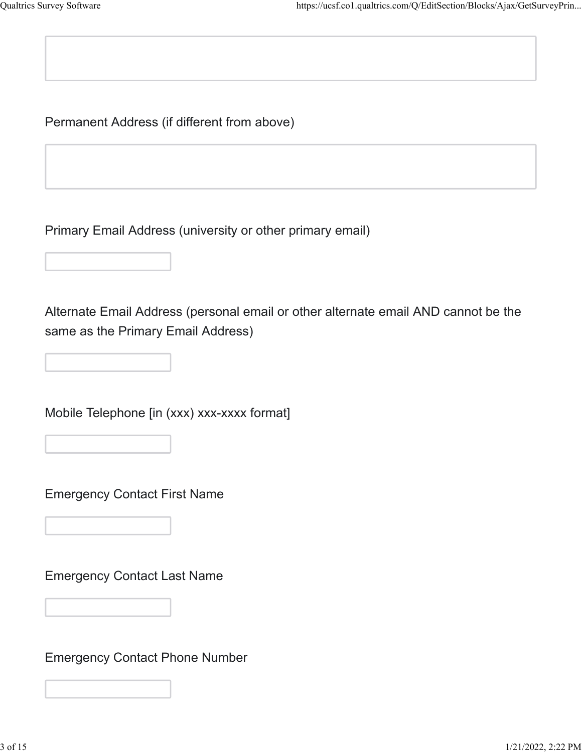Permanent Address (if different from above)

Primary Email Address (university or other primary email)

Alternate Email Address (personal email or other alternate email AND cannot be the same as the Primary Email Address)

Mobile Telephone [in (xxx) xxx-xxxx format]

Emergency Contact First Name

Emergency Contact Last Name

Emergency Contact Phone Number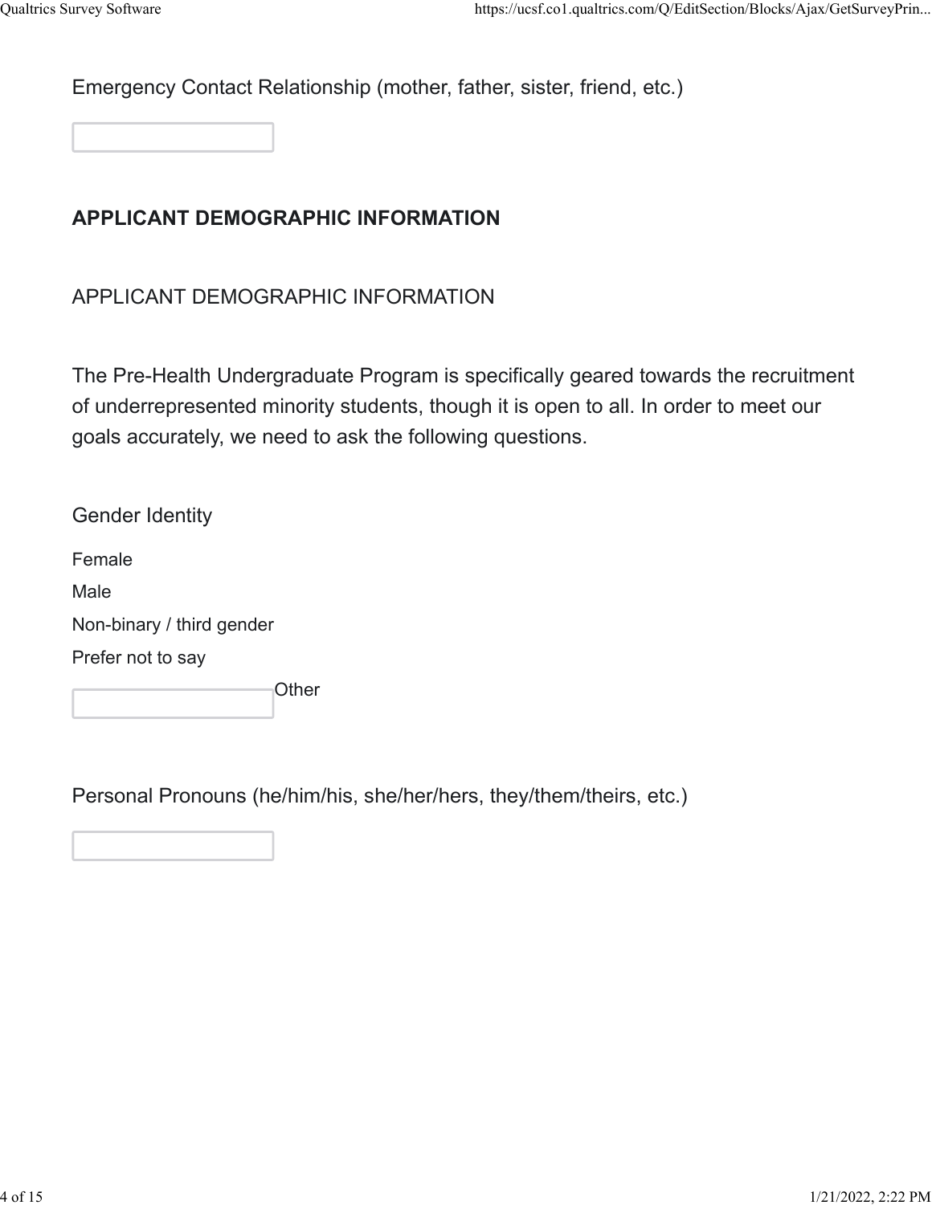Emergency Contact Relationship (mother, father, sister, friend, etc.)

**APPLICANT DEMOGRAPHIC INFORMATION**

APPLICANT DEMOGRAPHIC INFORMATION

The Pre-Health Undergraduate Program is specifically geared towards the recruitment of underrepresented minority students, though it is open to all. In order to meet our goals accurately, we need to ask the following questions.

Gender Identity

Female

Male

Non-binary / third gender

Prefer not to say

Other

Personal Pronouns (he/him/his, she/her/hers, they/them/theirs, etc.)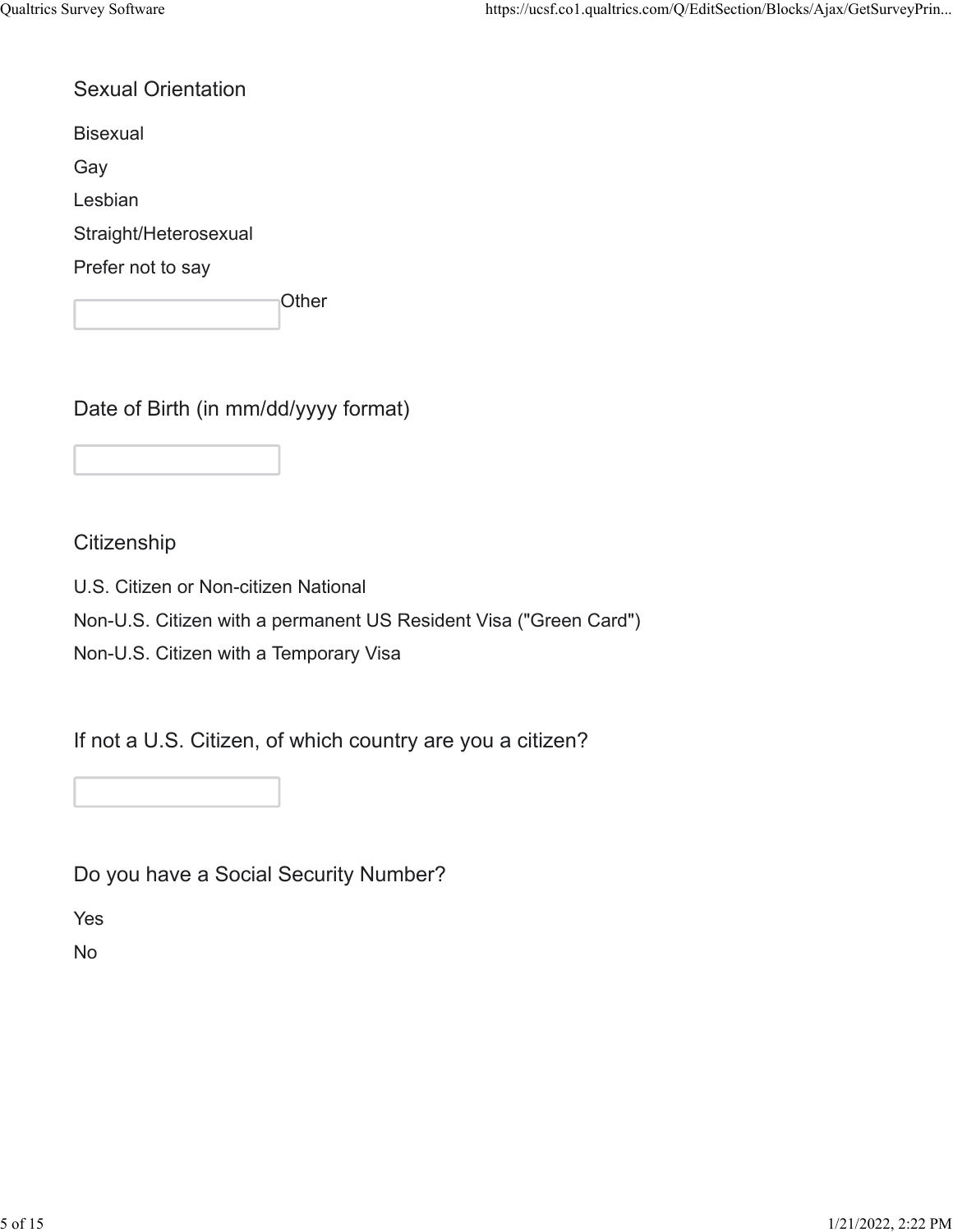## Sexual Orientation

Bisexual

Gay

Lesbian

Straight/Heterosexual

Prefer not to say

\_\_\_\_\_\_\_\_\_\_ Other

## Date of Birth (in mm/dd/yyyy format)

\_\_\_\_\_\_\_\_\_\_

## Citizenship

U.S. Citizen or Non-citizen National

Non-U.S. Citizen with a permanent US Resident Visa ("Green Card")

Non-U.S. Citizen with a Temporary Visa

## If not a U.S. Citizen, of which country are you a citizen?

\_\_\_\_\_\_\_\_\_\_

## Do you have a Social Security Number?

Yes

No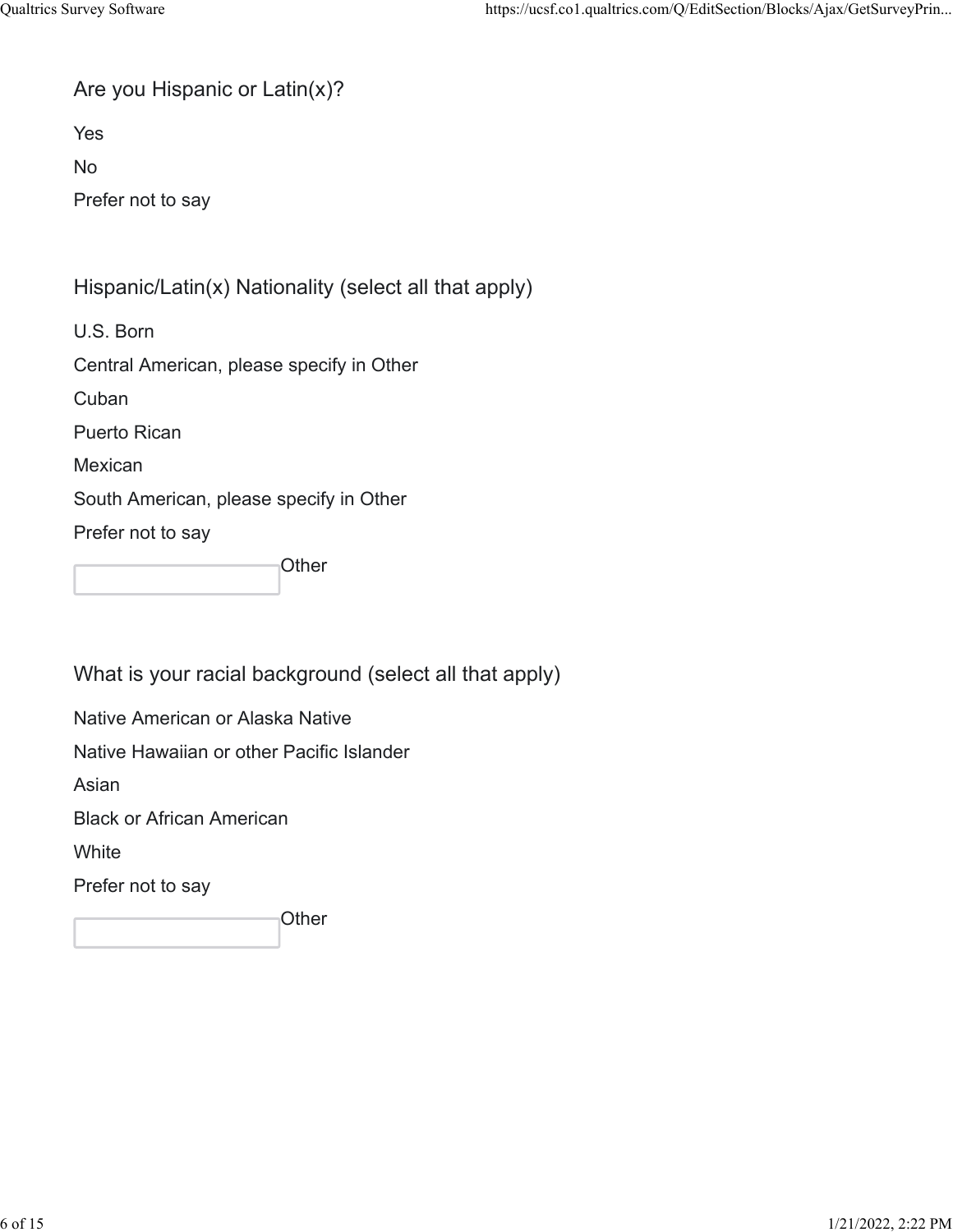Are you Hispanic or Latin(x)?

Yes

No

Prefer not to say

Hispanic/Latin(x) Nationality (select all that apply)

U.S. Born

Central American, please specify in Other

Cuban

Puerto Rican

Mexican

South American, please specify in Other

Prefer not to say

Other

What is your racial background (select all that apply)

Native American or Alaska Native

Native Hawaiian or other Pacific Islander

Asian

Black or African American

White

Prefer not to say

Other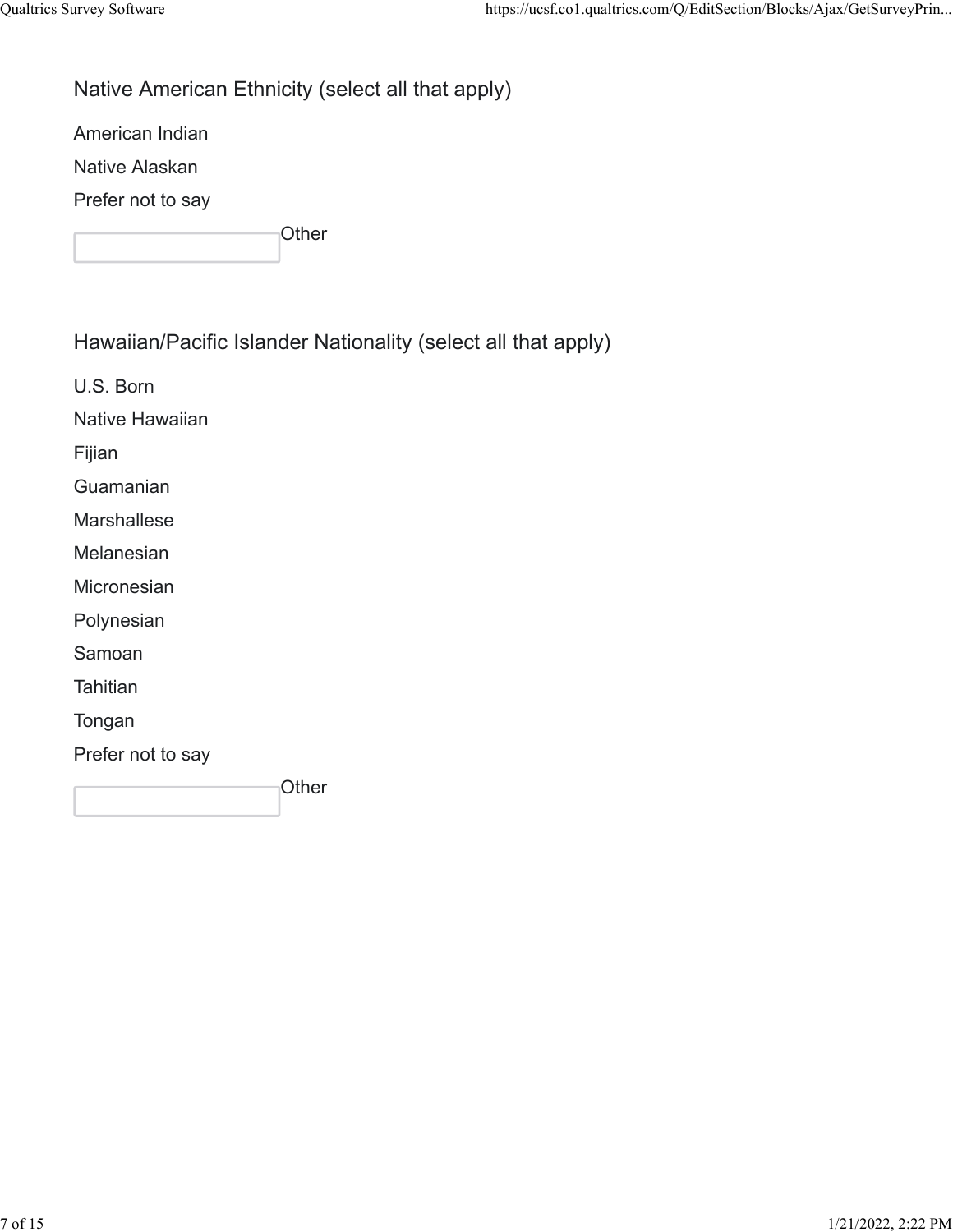Native American Ethnicity (select all that apply)

American Indian

Native Alaskan

Prefer not to say

Other

Hawaiian/Pacific Islander Nationality (select all that apply)

U.S. Born

Native Hawaiian

Fijian

Guamanian

Marshallese

Melanesian

Micronesian

Polynesian

Samoan

Tahitian

Tongan

Prefer not to say

Other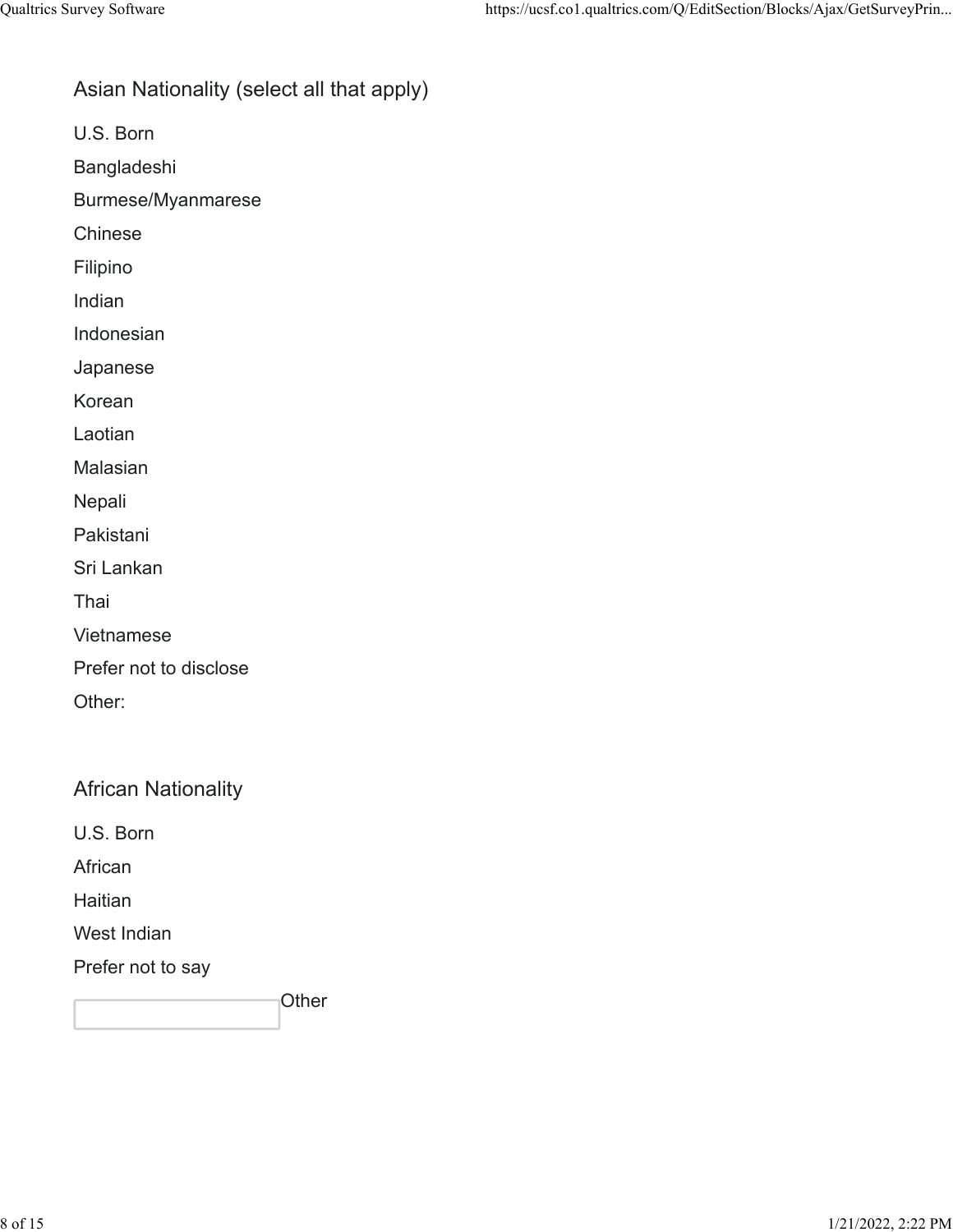Asian Nationality (select all that apply)

U.S. Born

Bangladeshi

Burmese/Myanmarese

Chinese

Filipino

Indian

Indonesian

Japanese

Korean

Laotian

Malasian

Nepali

Pakistani

Sri Lankan

Thai

Vietnamese

Prefer not to disclose

Other:

African Nationality

U.S. Born

African

Haitian

West Indian

Prefer not to say

Other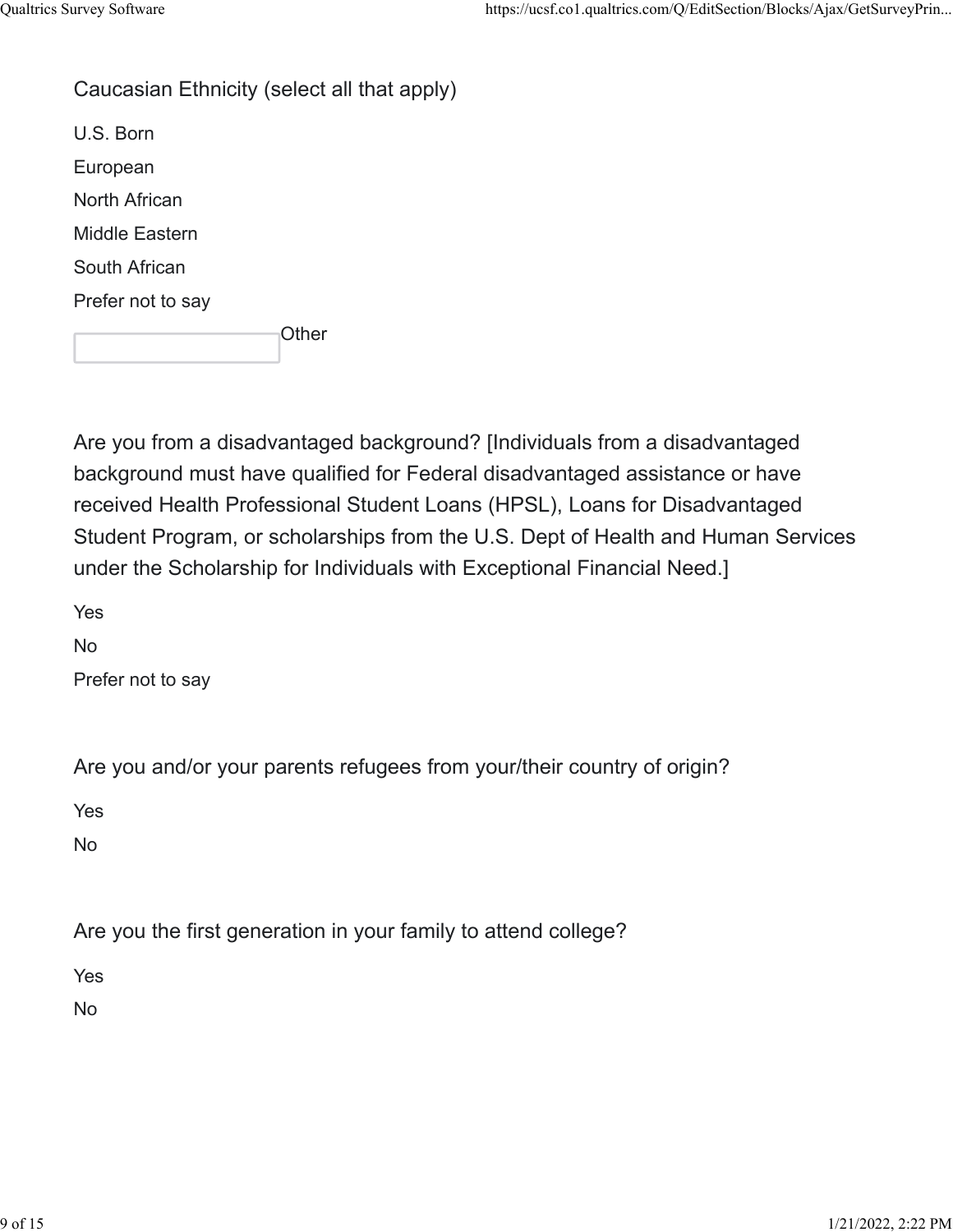Caucasian Ethnicity (select all that apply)

U.S. Born

European

North African

Middle Eastern

South African

Prefer not to say

Other

Are you from a disadvantaged background? [Individuals from a disadvantaged background must have qualified for Federal disadvantaged assistance or have received Health Professional Student Loans (HPSL), Loans for Disadvantaged Student Program, or scholarships from the U.S. Dept of Health and Human Services under the Scholarship for Individuals with Exceptional Financial Need.]

Yes

No

Prefer not to say

Are you and/or your parents refugees from your/their country of origin?

Yes

No

Are you the first generation in your family to attend college?

Yes

No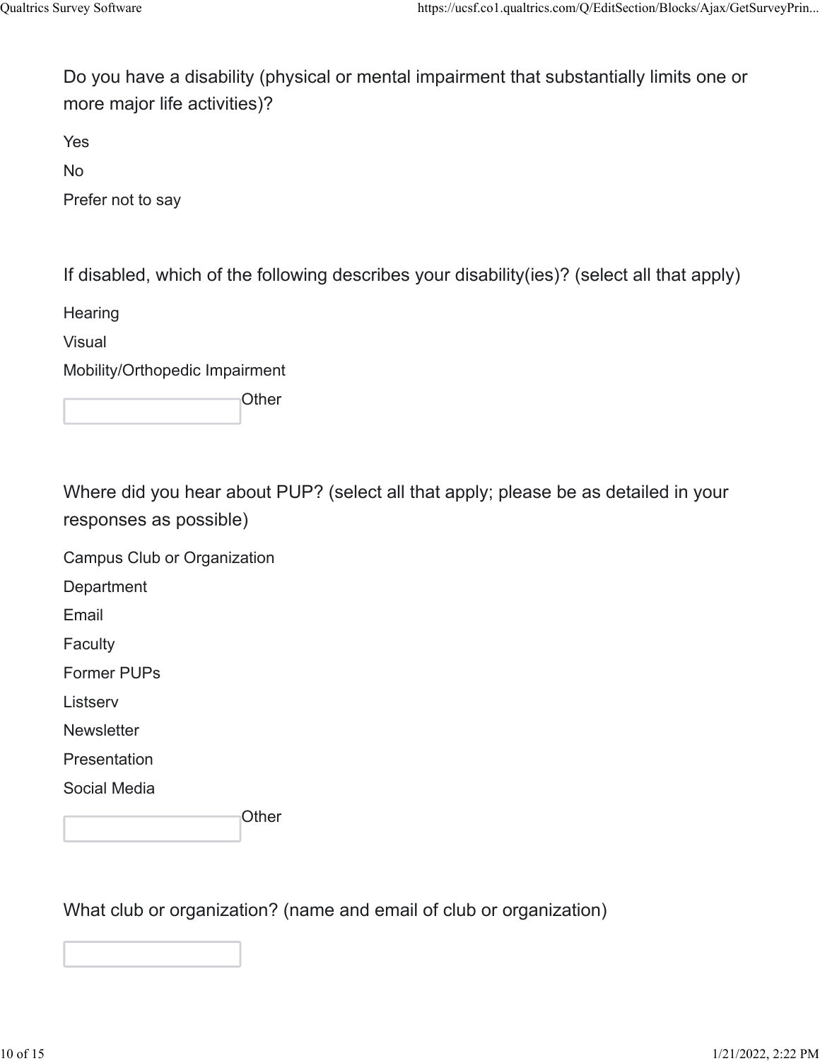Do you have a disability (physical or mental impairment that substantially limits one or more major life activities)?

Yes

No

Prefer not to say

If disabled, which of the following describes your disability(ies)? (select all that apply)

Hearing

Visual

Mobility/Orthopedic Impairment

Other

Where did you hear about PUP? (select all that apply; please be as detailed in your responses as possible)

Campus Club or Organization

Department

Email

Faculty

Former PUPs

Listserv

Newsletter

Presentation

Social Media

Other

What club or organization? (name and email of club or organization)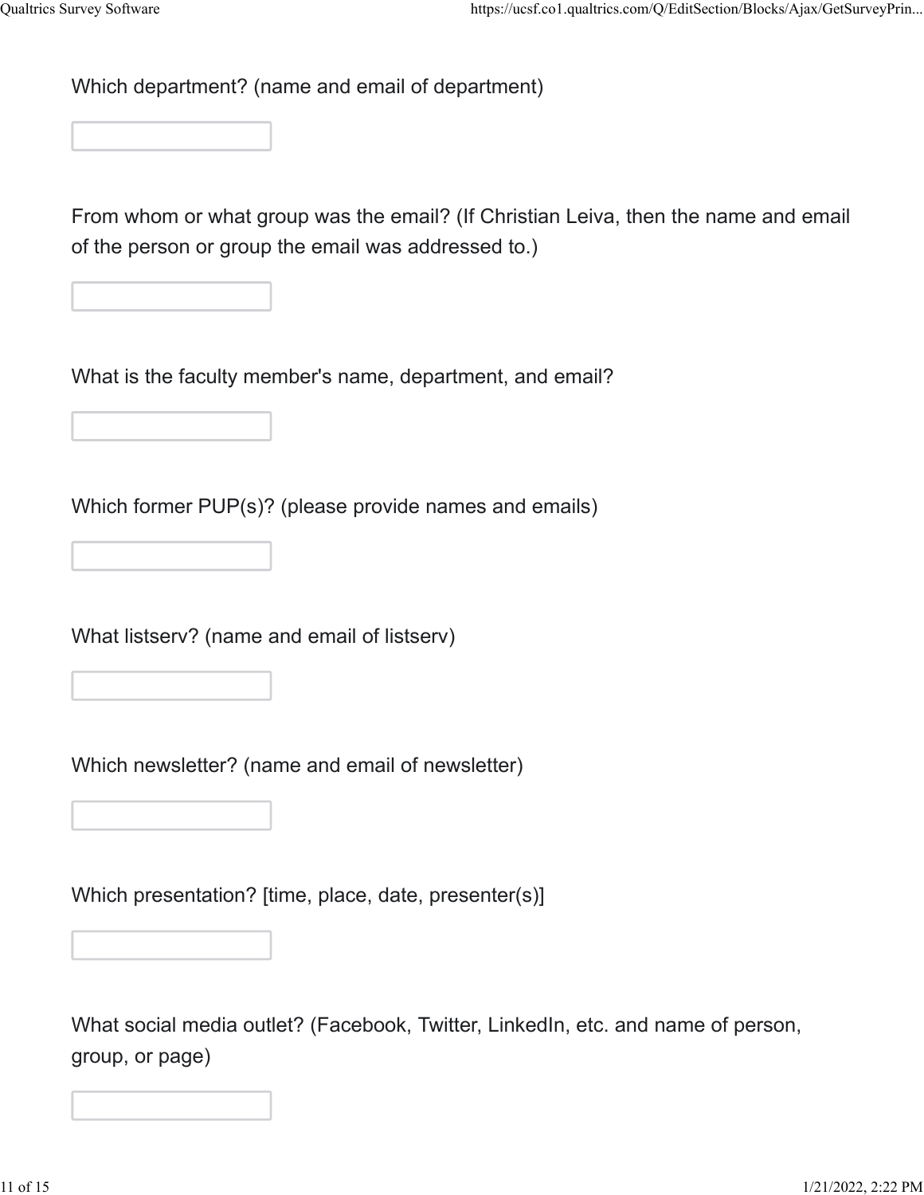Which department? (name and email of department)

From whom or what group was the email? (If Christian Leiva, then the name and email of the person or group the email was addressed to.)

What is the faculty member's name, department, and email?

Which former PUP(s)? (please provide names and emails)

What listserv? (name and email of listserv)

Which newsletter? (name and email of newsletter)

Which presentation? [time, place, date, presenter(s)]

What social media outlet? (Facebook, Twitter, LinkedIn, etc. and name of person, group, or page)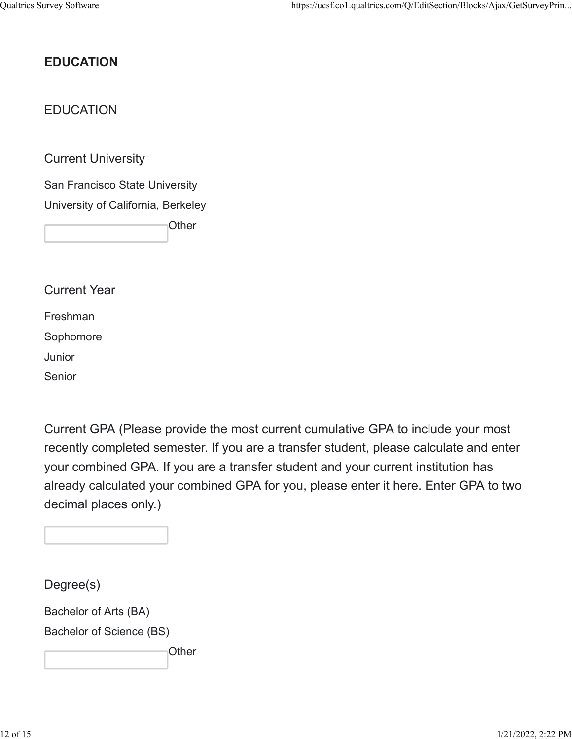## EDUCATION

EDUCATION

Current University

San Francisco State University

University of California, Berkeley

Other

Current Year

Freshman

Sophomore

Junior

Senior

Current GPA (Please provide the most current cumulative GPA to include your most recently completed semester. If you are a transfer student, please calculate and enter your combined GPA. If you are a transfer student and your current institution has already calculated your combined GPA for you, please enter it here. Enter GPA to two decimal places only.)

Degree(s)

Bachelor of Arts (BA)

Bachelor of Science (BS)

Other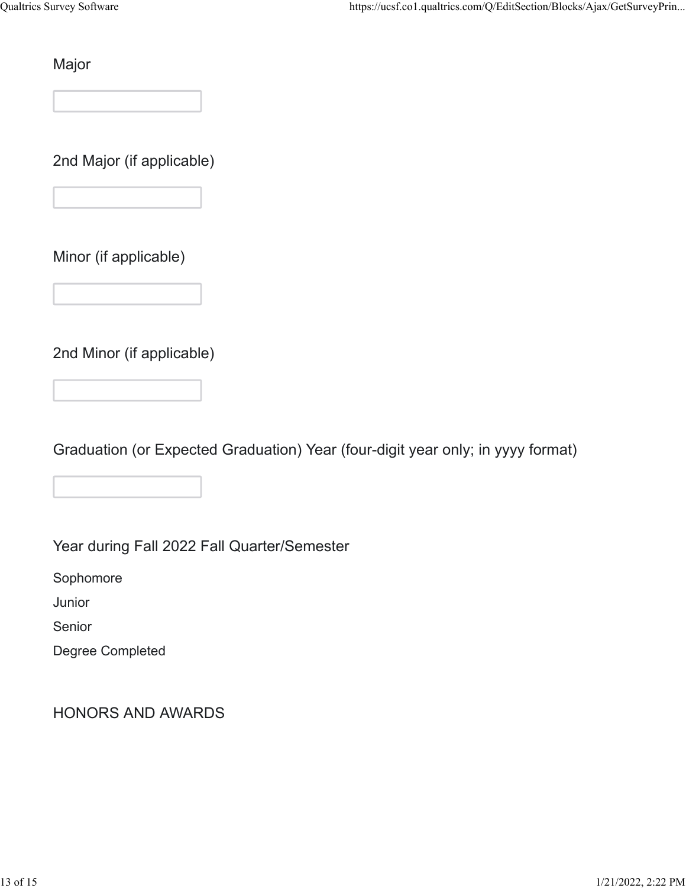Major

2nd Major (if applicable)

Minor (if applicable)

2nd Minor (if applicable)

Graduation (or Expected Graduation) Year (four-digit year only; in yyyy format)

Year during Fall 2022 Fall Quarter/Semester

Sophomore

Junior

Senior

Degree Completed

HONORS AND AWARDS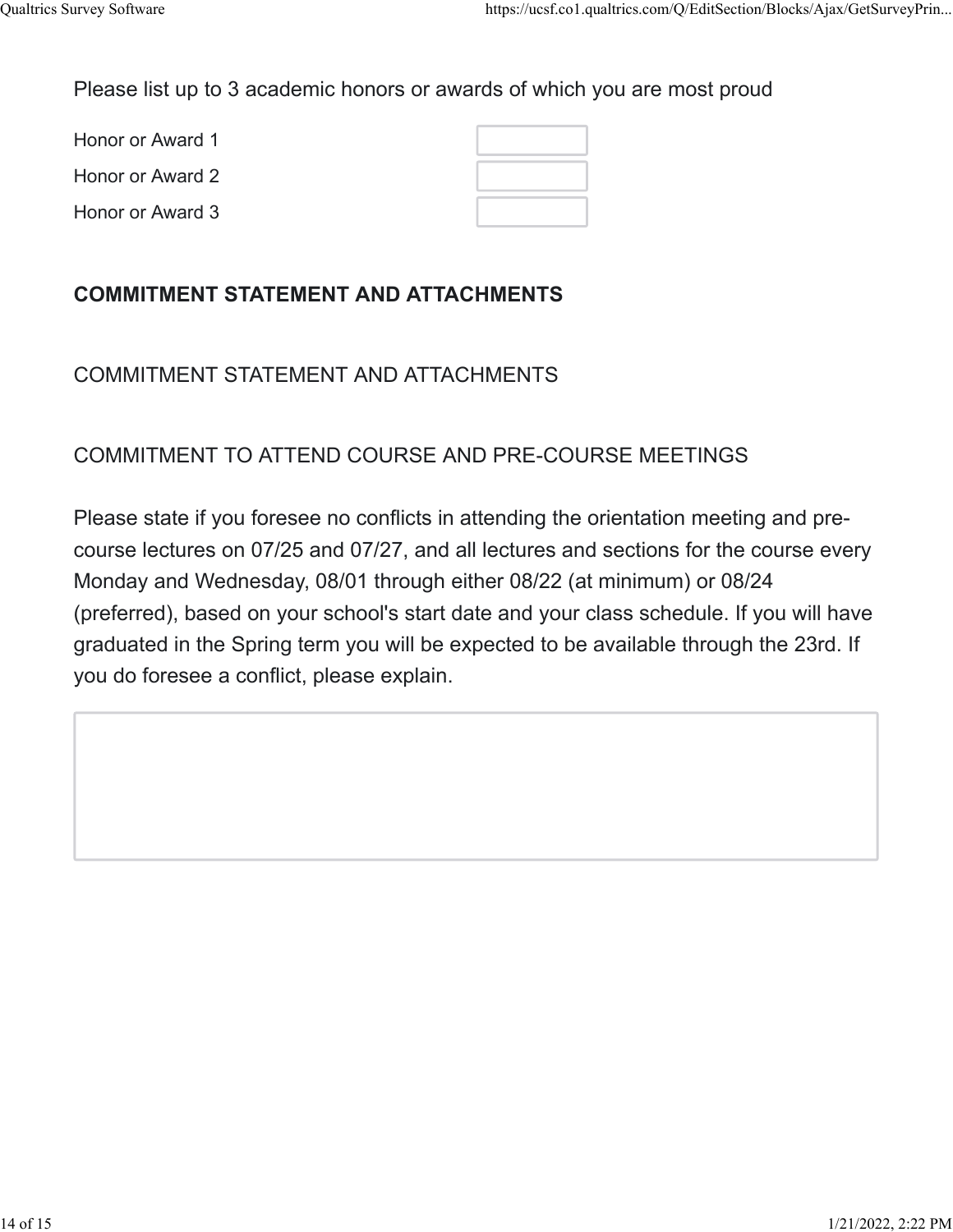Please list up to 3 academic honors or awards of which you are most proud

| | |
|---|---|
| Honor or Award 1 | |
| Honor or Award 2 | |
| Honor or Award 3 | |

**COMMITMENT STATEMENT AND ATTACHMENTS**

COMMITMENT STATEMENT AND ATTACHMENTS

COMMITMENT TO ATTEND COURSE AND PRE-COURSE MEETINGS

Please state if you foresee no conflicts in attending the orientation meeting and pre-course lectures on 07/25 and 07/27, and all lectures and sections for the course every Monday and Wednesday, 08/01 through either 08/22 (at minimum) or 08/24 (preferred), based on your school's start date and your class schedule. If you will have graduated in the Spring term you will be expected to be available through the 23rd. If you do foresee a conflict, please explain.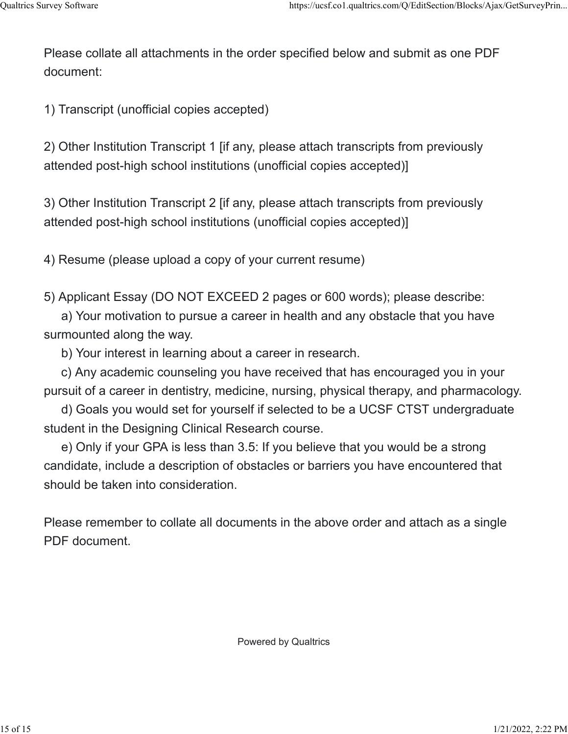Please collate all attachments in the order specified below and submit as one PDF document:

1) Transcript (unofficial copies accepted)

2) Other Institution Transcript 1 [if any, please attach transcripts from previously attended post-high school institutions (unofficial copies accepted)]

3) Other Institution Transcript 2 [if any, please attach transcripts from previously attended post-high school institutions (unofficial copies accepted)]

4) Resume (please upload a copy of your current resume)

5) Applicant Essay (DO NOT EXCEED 2 pages or 600 words); please describe:
   a) Your motivation to pursue a career in health and any obstacle that you have surmounted along the way.
   b) Your interest in learning about a career in research.
   c) Any academic counseling you have received that has encouraged you in your pursuit of a career in dentistry, medicine, nursing, physical therapy, and pharmacology.
   d) Goals you would set for yourself if selected to be a UCSF CTST undergraduate student in the Designing Clinical Research course.
   e) Only if your GPA is less than 3.5: If you believe that you would be a strong candidate, include a description of obstacles or barriers you have encountered that should be taken into consideration.

Please remember to collate all documents in the above order and attach as a single PDF document.

Powered by Qualtrics